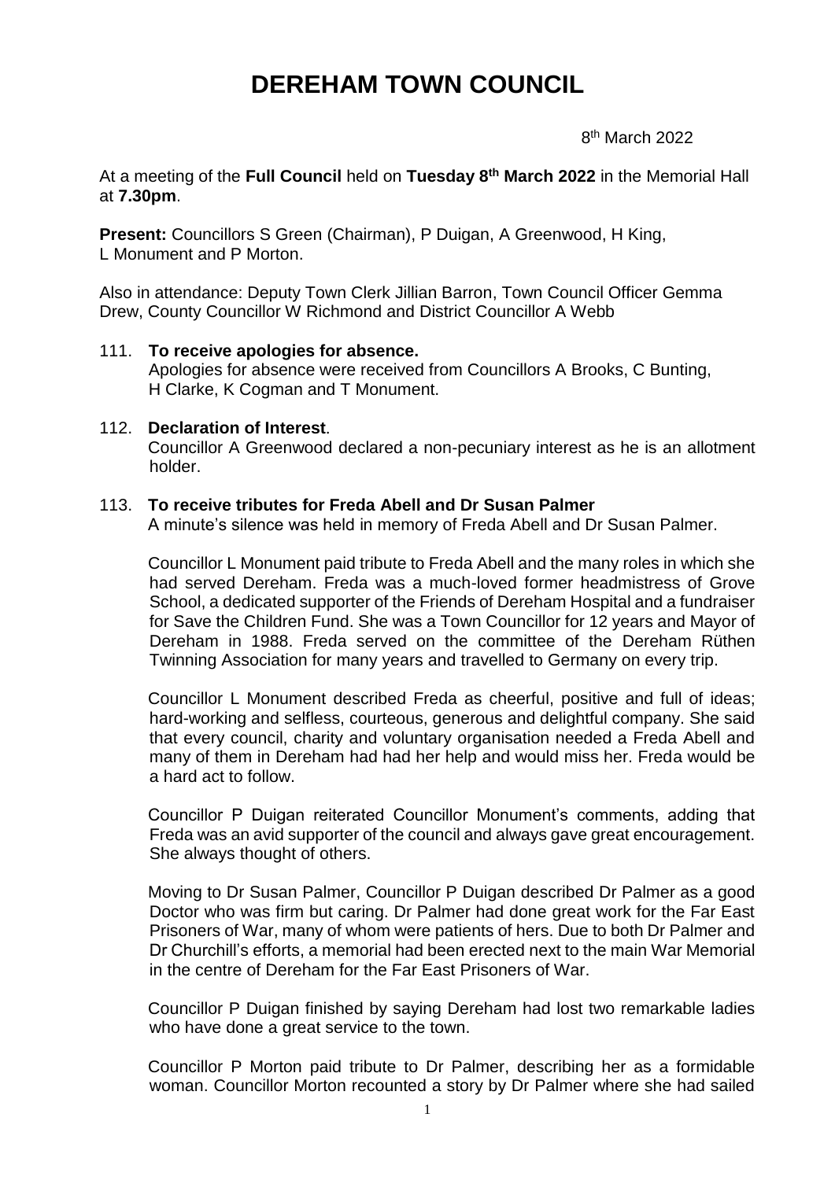# DEREHAM TOWN COUNCIL

8th March 2022

At a meeting of the **Full Council** held on **Tuesday 8th March 2022** in the Memorial Hall at **7.30pm**.

**Present:** Councillors S Green (Chairman), P Duigan, A Greenwood, H King, L Monument and P Morton.

Also in attendance: Deputy Town Clerk Jillian Barron, Town Council Officer Gemma Drew, County Councillor W Richmond and District Councillor A Webb

111. **To receive apologies for absence.**
Apologies for absence were received from Councillors A Brooks, C Bunting, H Clarke, K Cogman and T Monument.

112. **Declaration of Interest**.
Councillor A Greenwood declared a non-pecuniary interest as he is an allotment holder.

113. **To receive tributes for Freda Abell and Dr Susan Palmer**
A minute's silence was held in memory of Freda Abell and Dr Susan Palmer.

Councillor L Monument paid tribute to Freda Abell and the many roles in which she had served Dereham. Freda was a much-loved former headmistress of Grove School, a dedicated supporter of the Friends of Dereham Hospital and a fundraiser for Save the Children Fund. She was a Town Councillor for 12 years and Mayor of Dereham in 1988. Freda served on the committee of the Dereham Rüthen Twinning Association for many years and travelled to Germany on every trip.

Councillor L Monument described Freda as cheerful, positive and full of ideas; hard-working and selfless, courteous, generous and delightful company. She said that every council, charity and voluntary organisation needed a Freda Abell and many of them in Dereham had had her help and would miss her. Freda would be a hard act to follow.

Councillor P Duigan reiterated Councillor Monument's comments, adding that Freda was an avid supporter of the council and always gave great encouragement. She always thought of others.

Moving to Dr Susan Palmer, Councillor P Duigan described Dr Palmer as a good Doctor who was firm but caring. Dr Palmer had done great work for the Far East Prisoners of War, many of whom were patients of hers. Due to both Dr Palmer and Dr Churchill's efforts, a memorial had been erected next to the main War Memorial in the centre of Dereham for the Far East Prisoners of War.

Councillor P Duigan finished by saying Dereham had lost two remarkable ladies who have done a great service to the town.

Councillor P Morton paid tribute to Dr Palmer, describing her as a formidable woman. Councillor Morton recounted a story by Dr Palmer where she had sailed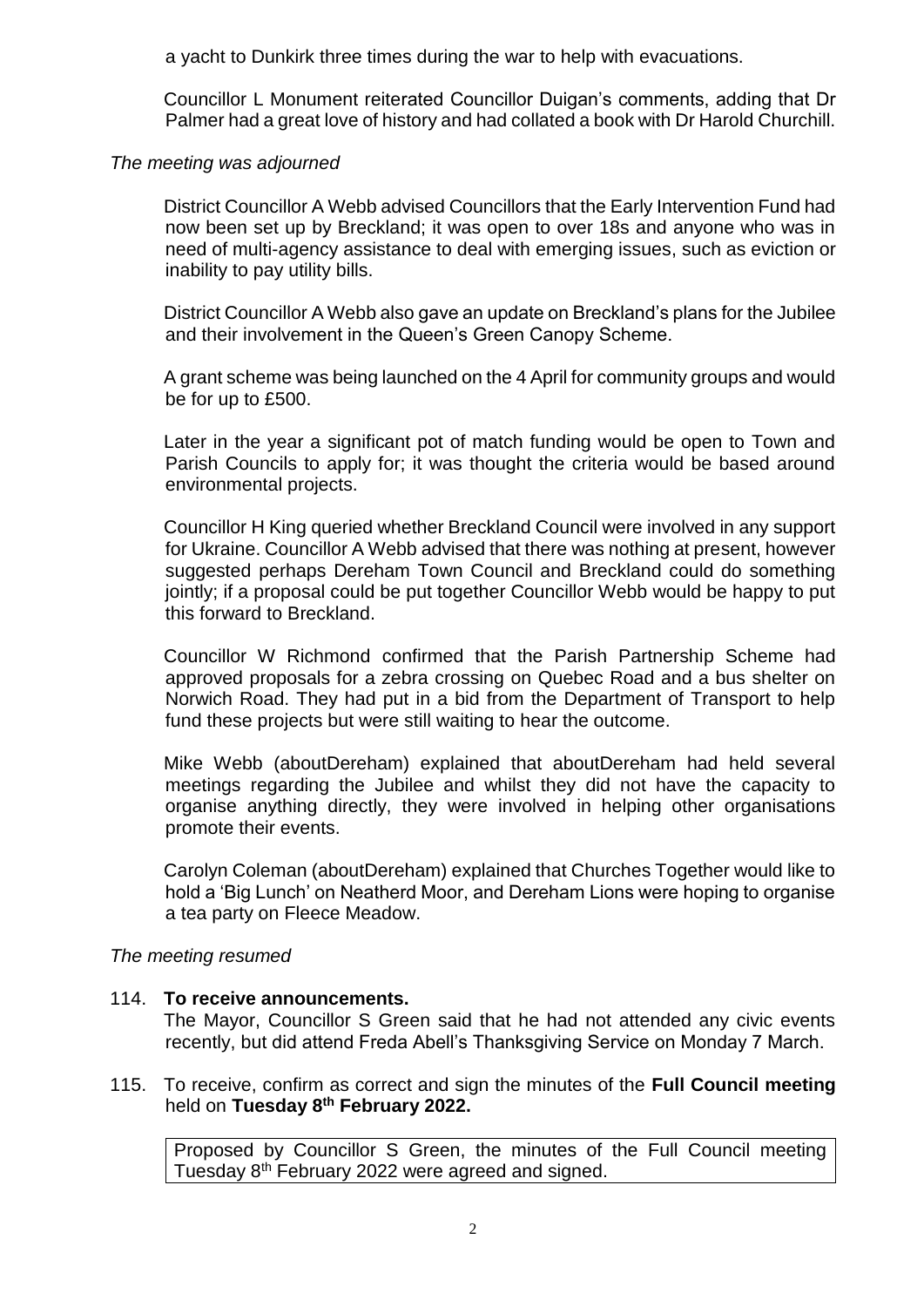a yacht to Dunkirk three times during the war to help with evacuations.

Councillor L Monument reiterated Councillor Duigan's comments, adding that Dr Palmer had a great love of history and had collated a book with Dr Harold Churchill.

*The meeting was adjourned*

District Councillor A Webb advised Councillors that the Early Intervention Fund had now been set up by Breckland; it was open to over 18s and anyone who was in need of multi-agency assistance to deal with emerging issues, such as eviction or inability to pay utility bills.

District Councillor A Webb also gave an update on Breckland's plans for the Jubilee and their involvement in the Queen's Green Canopy Scheme.

A grant scheme was being launched on the 4 April for community groups and would be for up to £500.

Later in the year a significant pot of match funding would be open to Town and Parish Councils to apply for; it was thought the criteria would be based around environmental projects.

Councillor H King queried whether Breckland Council were involved in any support for Ukraine. Councillor A Webb advised that there was nothing at present, however suggested perhaps Dereham Town Council and Breckland could do something jointly; if a proposal could be put together Councillor Webb would be happy to put this forward to Breckland.

Councillor W Richmond confirmed that the Parish Partnership Scheme had approved proposals for a zebra crossing on Quebec Road and a bus shelter on Norwich Road. They had put in a bid from the Department of Transport to help fund these projects but were still waiting to hear the outcome.

Mike Webb (aboutDereham) explained that aboutDereham had held several meetings regarding the Jubilee and whilst they did not have the capacity to organise anything directly, they were involved in helping other organisations promote their events.

Carolyn Coleman (aboutDereham) explained that Churches Together would like to hold a 'Big Lunch' on Neatherd Moor, and Dereham Lions were hoping to organise a tea party on Fleece Meadow.

*The meeting resumed*

114. **To receive announcements.**
The Mayor, Councillor S Green said that he had not attended any civic events recently, but did attend Freda Abell's Thanksgiving Service on Monday 7 March.

115. To receive, confirm as correct and sign the minutes of the **Full Council meeting** held on **Tuesday 8th February 2022.**

| Proposed by Councillor S Green, the minutes of the Full Council meeting Tuesday 8th February 2022 were agreed and signed. |
|---|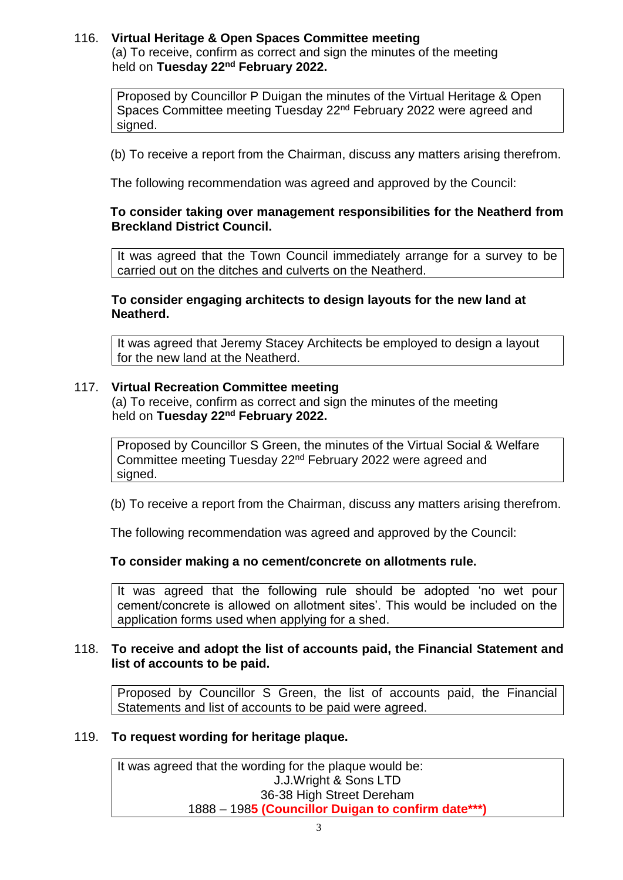116. **Virtual Heritage & Open Spaces Committee meeting**
(a) To receive, confirm as correct and sign the minutes of the meeting held on **Tuesday 22nd February 2022.**

| Proposed by Councillor P Duigan the minutes of the Virtual Heritage & Open Spaces Committee meeting Tuesday 22nd February 2022 were agreed and signed. |
|---|

(b) To receive a report from the Chairman, discuss any matters arising therefrom.

The following recommendation was agreed and approved by the Council:

**To consider taking over management responsibilities for the Neatherd from Breckland District Council.**

| It was agreed that the Town Council immediately arrange for a survey to be carried out on the ditches and culverts on the Neatherd. |
|---|

**To consider engaging architects to design layouts for the new land at Neatherd.**

| It was agreed that Jeremy Stacey Architects be employed to design a layout for the new land at the Neatherd. |
|---|

117. **Virtual Recreation Committee meeting**
(a) To receive, confirm as correct and sign the minutes of the meeting held on **Tuesday 22nd February 2022.**

| Proposed by Councillor S Green, the minutes of the Virtual Social & Welfare Committee meeting Tuesday 22nd February 2022 were agreed and signed. |
|---|

(b) To receive a report from the Chairman, discuss any matters arising therefrom.

The following recommendation was agreed and approved by the Council:

**To consider making a no cement/concrete on allotments rule.**

| It was agreed that the following rule should be adopted 'no wet pour cement/concrete is allowed on allotment sites'. This would be included on the application forms used when applying for a shed. |
|---|

118. **To receive and adopt the list of accounts paid, the Financial Statement and list of accounts to be paid.**

| Proposed by Councillor S Green, the list of accounts paid, the Financial Statements and list of accounts to be paid were agreed. |
|---|

119. **To request wording for heritage plaque.**

| It was agreed that the wording for the plaque would be:<br>J.J.Wright & Sons LTD<br>36-38 High Street Dereham<br>1888 – 198**5 (Councillor Duigan to confirm date***)** |
|---|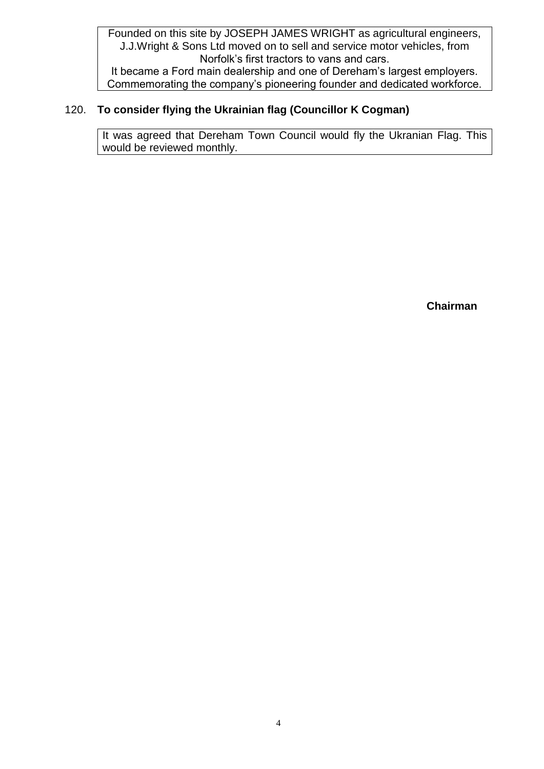Founded on this site by JOSEPH JAMES WRIGHT as agricultural engineers, J.J.Wright & Sons Ltd moved on to sell and service motor vehicles, from Norfolk's first tractors to vans and cars.
It became a Ford main dealership and one of Dereham's largest employers.
Commemorating the company's pioneering founder and dedicated workforce.

120. **To consider flying the Ukrainian flag (Councillor K Cogman)**

It was agreed that Dereham Town Council would fly the Ukranian Flag. This would be reviewed monthly.

**Chairman**